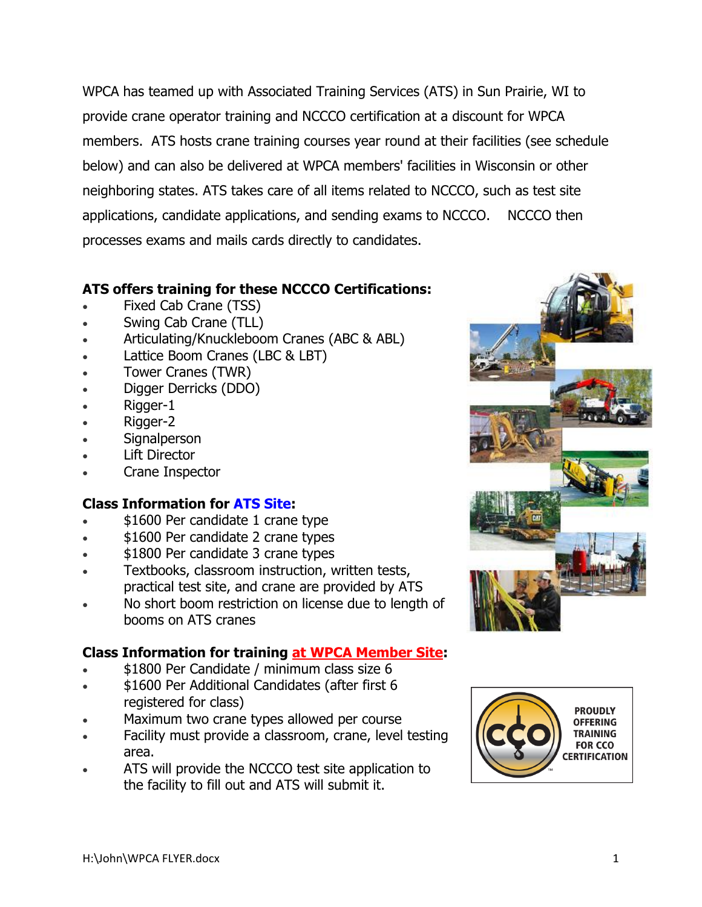WPCA has teamed up with Associated Training Services (ATS) in Sun Prairie, WI to provide crane operator training and NCCCO certification at a discount for WPCA members. ATS hosts crane training courses year round at their facilities (see schedule below) and can also be delivered at WPCA members' facilities in Wisconsin or other neighboring states. ATS takes care of all items related to NCCCO, such as test site applications, candidate applications, and sending exams to NCCCO. NCCCO then processes exams and mails cards directly to candidates.

**ATS offers training for these NCCCO Certifications:**

- Fixed Cab Crane (TSS)
- Swing Cab Crane (TLL)
- Articulating/Knuckleboom Cranes (ABC & ABL)
- Lattice Boom Cranes (LBC & LBT)
- Tower Cranes (TWR)
- Digger Derricks (DDO)
- Rigger-1
- Rigger-2
- Signalperson
- Lift Director
- Crane Inspector

**Class Information for ATS Site:**

- $1600 Per candidate 1 crane type
- $1600 Per candidate 2 crane types
- $1800 Per candidate 3 crane types
- Textbooks, classroom instruction, written tests, practical test site, and crane are provided by ATS
- No short boom restriction on license due to length of booms on ATS cranes

**Class Information for training at WPCA Member Site:**

- $1800 Per Candidate / minimum class size 6
- $1600 Per Additional Candidates (after first 6 registered for class)
- Maximum two crane types allowed per course
- Facility must provide a classroom, crane, level testing area.
- ATS will provide the NCCCO test site application to the facility to fill out and ATS will submit it.

PROUDLY OFFERING TRAINING FOR CCO CERTIFICATION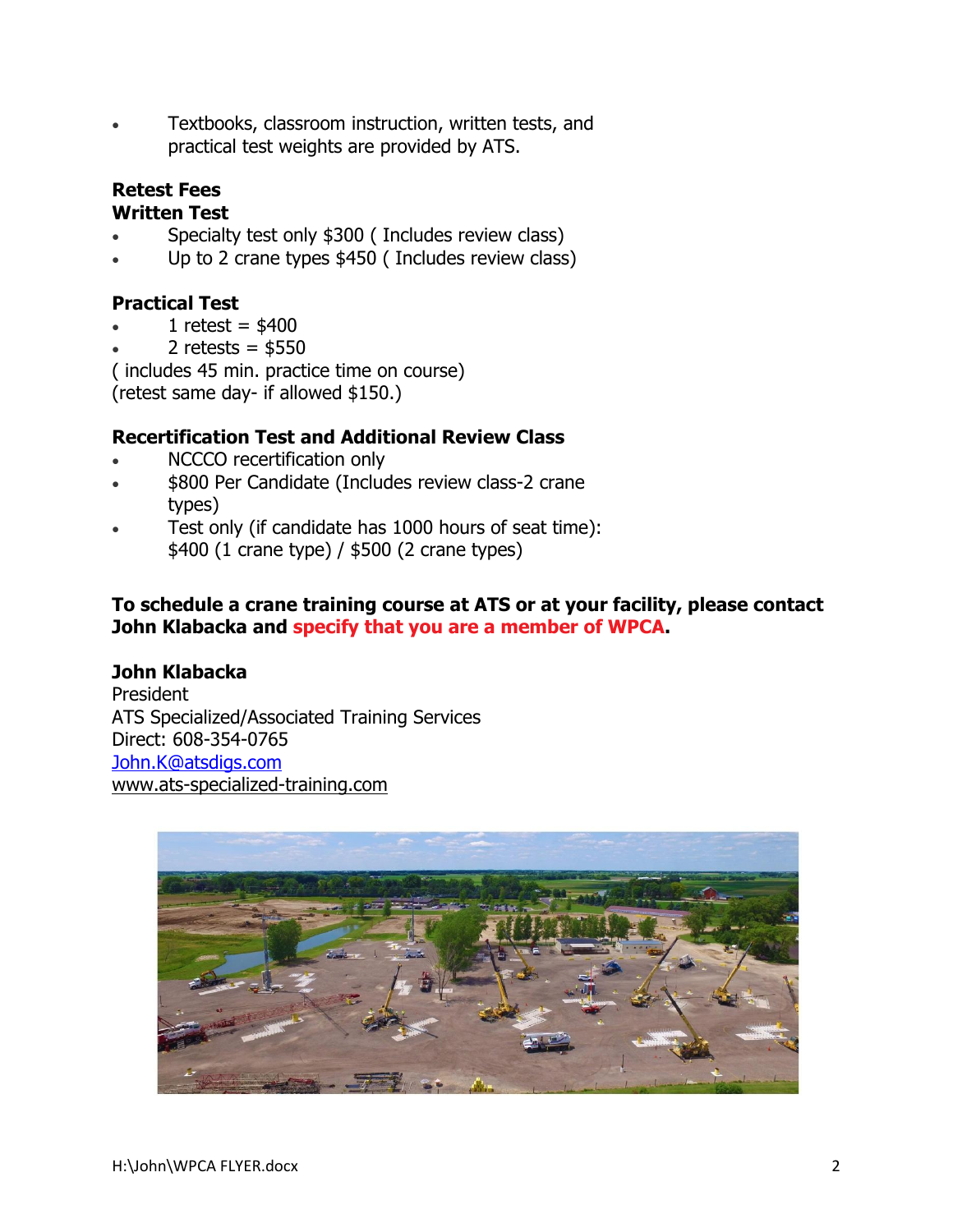- Textbooks, classroom instruction, written tests, and practical test weights are provided by ATS.

**Retest Fees**
**Written Test**

- Specialty test only $300 ( Includes review class)
- Up to 2 crane types $450 ( Includes review class)

**Practical Test**

- 1 retest = $400
- 2 retests = $550

( includes 45 min. practice time on course)
(retest same day- if allowed $150.)

**Recertification Test and Additional Review Class**

- NCCCO recertification only
- $800 Per Candidate (Includes review class-2 crane types)
- Test only (if candidate has 1000 hours of seat time): $400 (1 crane type) / $500 (2 crane types)

**To schedule a crane training course at ATS or at your facility, please contact John Klabacka and specify that you are a member of WPCA.**

**John Klabacka**
President
ATS Specialized/Associated Training Services
Direct: 608-354-0765
[John.K@atsdigs.com](mailto:John.K@atsdigs.com)
www.ats-specialized-training.com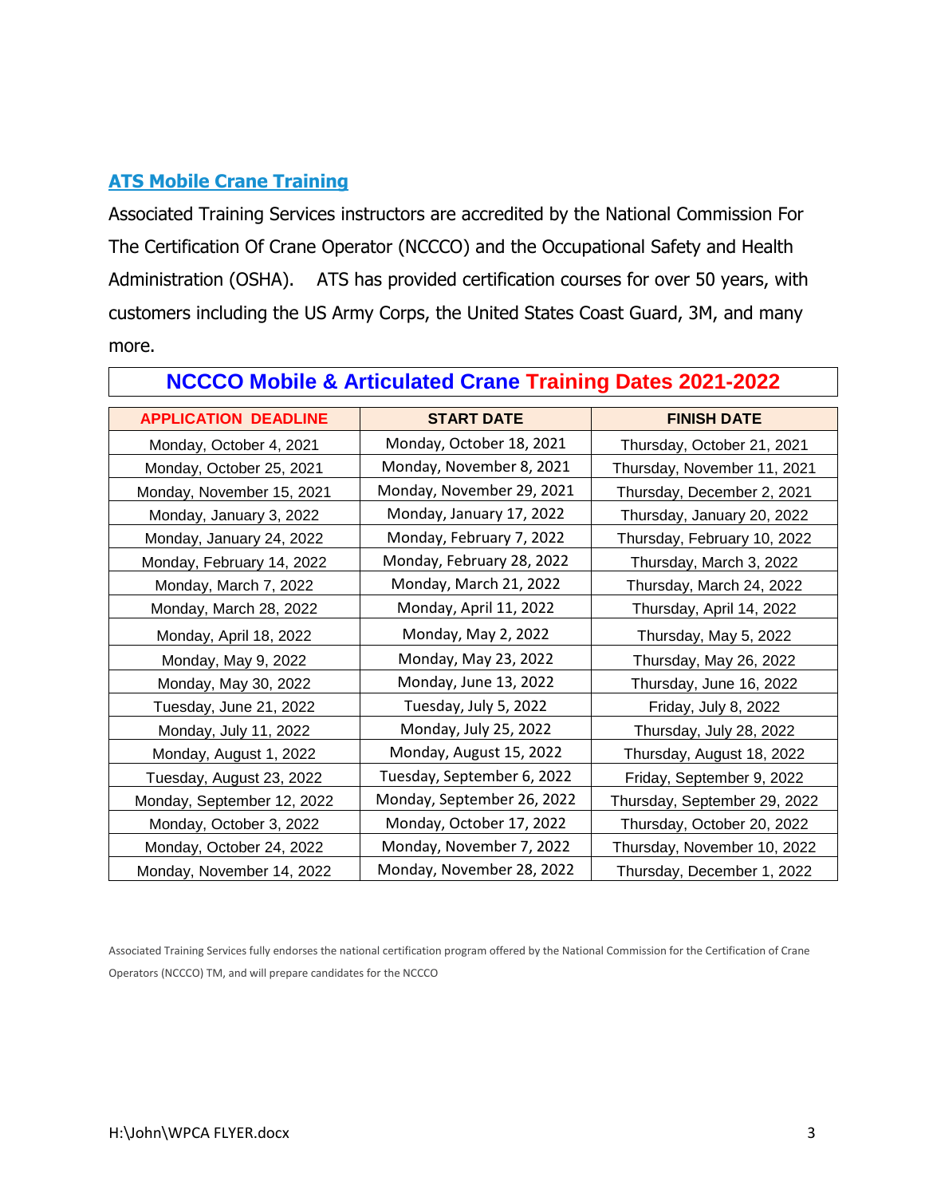## ATS Mobile Crane Training

Associated Training Services instructors are accredited by the National Commission For The Certification Of Crane Operator (NCCCO) and the Occupational Safety and Health Administration (OSHA).   ATS has provided certification courses for over 50 years, with customers including the US Army Corps, the United States Coast Guard, 3M, and many more.

### NCCCO Mobile & Articulated Crane Training Dates 2021-2022

| APPLICATION DEADLINE | START DATE | FINISH DATE |
| --- | --- | --- |
| Monday, October 4, 2021 | Monday, October 18, 2021 | Thursday, October 21, 2021 |
| Monday, October 25, 2021 | Monday, November 8, 2021 | Thursday, November 11, 2021 |
| Monday, November 15, 2021 | Monday, November 29, 2021 | Thursday, December 2, 2021 |
| Monday, January 3, 2022 | Monday, January 17, 2022 | Thursday, January 20, 2022 |
| Monday, January 24, 2022 | Monday, February 7, 2022 | Thursday, February 10, 2022 |
| Monday, February 14, 2022 | Monday, February 28, 2022 | Thursday, March 3, 2022 |
| Monday, March 7, 2022 | Monday, March 21, 2022 | Thursday, March 24, 2022 |
| Monday, March 28, 2022 | Monday, April 11, 2022 | Thursday, April 14, 2022 |
| Monday, April 18, 2022 | Monday, May 2, 2022 | Thursday, May 5, 2022 |
| Monday, May 9, 2022 | Monday, May 23, 2022 | Thursday, May 26, 2022 |
| Monday, May 30, 2022 | Monday, June 13, 2022 | Thursday, June 16, 2022 |
| Tuesday, June 21, 2022 | Tuesday, July 5, 2022 | Friday, July 8, 2022 |
| Monday, July 11, 2022 | Monday, July 25, 2022 | Thursday, July 28, 2022 |
| Monday, August 1, 2022 | Monday, August 15, 2022 | Thursday, August 18, 2022 |
| Tuesday, August 23, 2022 | Tuesday, September 6, 2022 | Friday, September 9, 2022 |
| Monday, September 12, 2022 | Monday, September 26, 2022 | Thursday, September 29, 2022 |
| Monday, October 3, 2022 | Monday, October 17, 2022 | Thursday, October 20, 2022 |
| Monday, October 24, 2022 | Monday, November 7, 2022 | Thursday, November 10, 2022 |
| Monday, November 14, 2022 | Monday, November 28, 2022 | Thursday, December 1, 2022 |

Associated Training Services fully endorses the national certification program offered by the National Commission for the Certification of Crane Operators (NCCCO) TM, and will prepare candidates for the NCCCO

H:\John\WPCA FLYER.docx